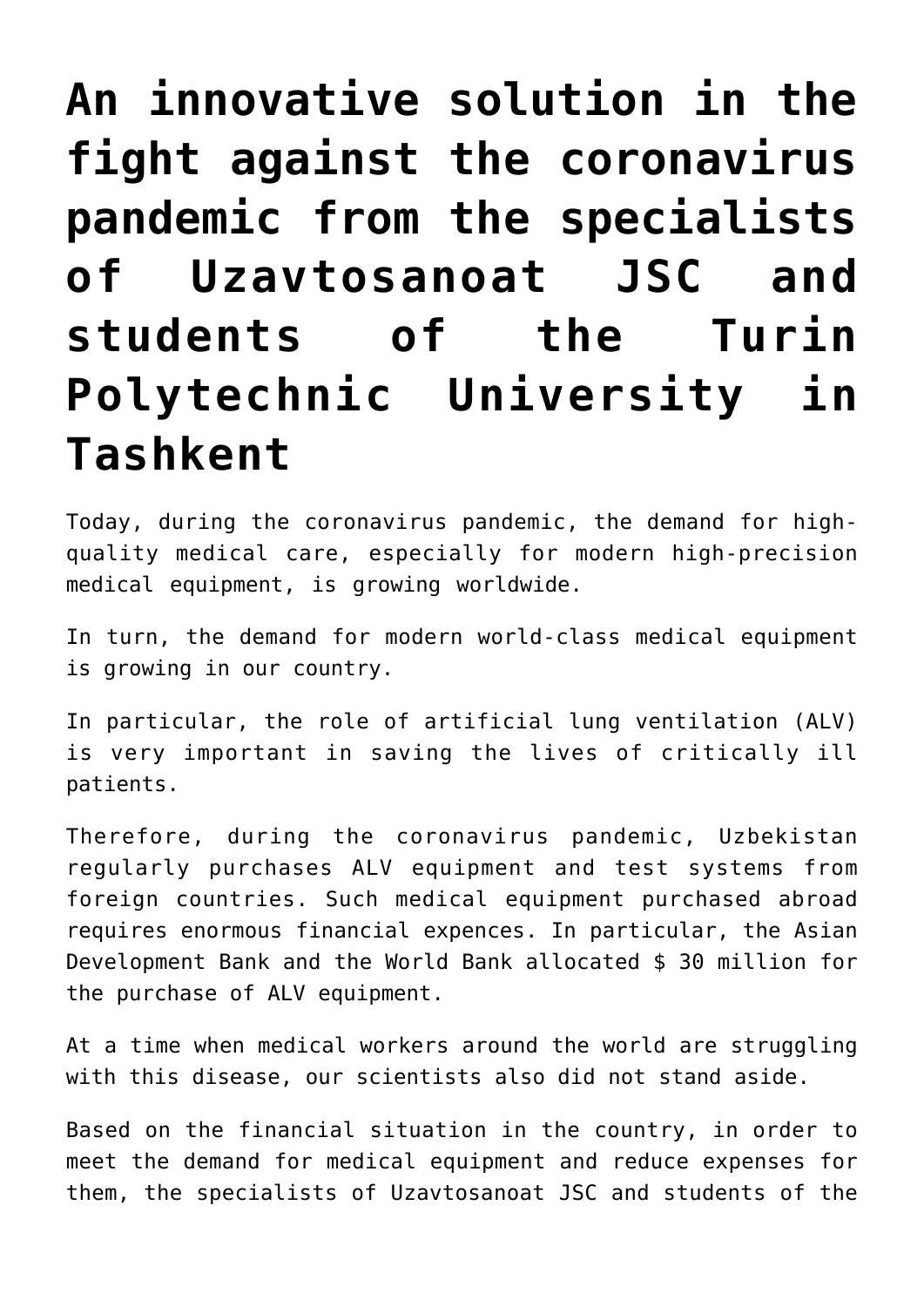# An innovative solution in the fight against the coronavirus pandemic from the specialists of Uzavtosanoat JSC and students of the Turin Polytechnic University in Tashkent

Today, during the coronavirus pandemic, the demand for high-quality medical care, especially for modern high-precision medical equipment, is growing worldwide.

In turn, the demand for modern world-class medical equipment is growing in our country.

In particular, the role of artificial lung ventilation (ALV) is very important in saving the lives of critically ill patients.

Therefore, during the coronavirus pandemic, Uzbekistan regularly purchases ALV equipment and test systems from foreign countries. Such medical equipment purchased abroad requires enormous financial expences. In particular, the Asian Development Bank and the World Bank allocated $ 30 million for the purchase of ALV equipment.

At a time when medical workers around the world are struggling with this disease, our scientists also did not stand aside.

Based on the financial situation in the country, in order to meet the demand for medical equipment and reduce expenses for them, the specialists of Uzavtosanoat JSC and students of the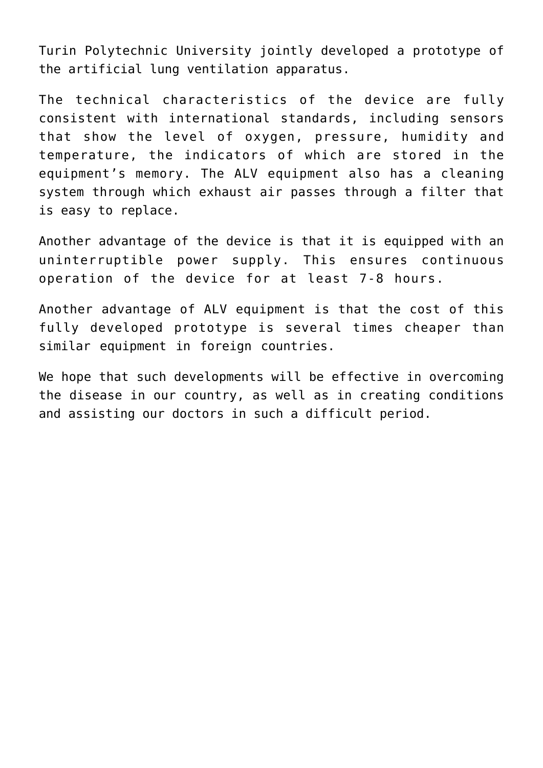Turin Polytechnic University jointly developed a prototype of the artificial lung ventilation apparatus.

The technical characteristics of the device are fully consistent with international standards, including sensors that show the level of oxygen, pressure, humidity and temperature, the indicators of which are stored in the equipment's memory. The ALV equipment also has a cleaning system through which exhaust air passes through a filter that is easy to replace.

Another advantage of the device is that it is equipped with an uninterruptible power supply. This ensures continuous operation of the device for at least 7-8 hours.

Another advantage of ALV equipment is that the cost of this fully developed prototype is several times cheaper than similar equipment in foreign countries.

We hope that such developments will be effective in overcoming the disease in our country, as well as in creating conditions and assisting our doctors in such a difficult period.